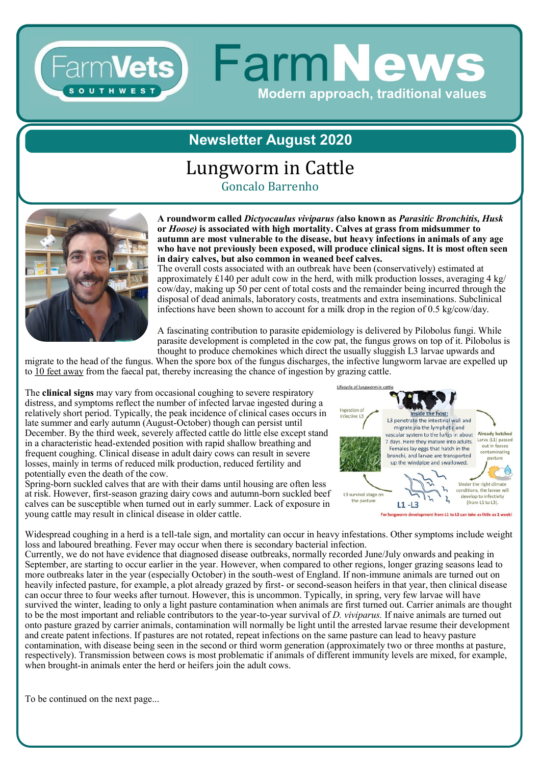# FarmNews

Modern approach, traditional values

## Newsletter August 2020

# Lungworm in Cattle

Goncalo Barrenho

**A roundworm called *Dictyocaulus viviparus (*also known as *Parasitic Bronchitis, Husk* or *Hoose)* is associated with high mortality. Calves at grass from midsummer to autumn are most vulnerable to the disease, but heavy infections in animals of any age who have not previously been exposed, will produce clinical signs. It is most often seen in dairy calves, but also common in weaned beef calves.**

The overall costs associated with an outbreak have been (conservatively) estimated at approximately £140 per adult cow in the herd, with milk production losses, averaging 4 kg/cow/day, making up 50 per cent of total costs and the remainder being incurred through the disposal of dead animals, laboratory costs, treatments and extra inseminations. Subclinical infections have been shown to account for a milk drop in the region of 0.5 kg/cow/day.

A fascinating contribution to parasite epidemiology is delivered by Pilobolus fungi. While parasite development is completed in the cow pat, the fungus grows on top of it. Pilobolus is thought to produce chemokines which direct the usually sluggish L3 larvae upwards and migrate to the head of the fungus. When the spore box of the fungus discharges, the infective lungworm larvae are expelled up to 10 feet away from the faecal pat, thereby increasing the chance of ingestion by grazing cattle.

The **clinical signs** may vary from occasional coughing to severe respiratory distress, and symptoms reflect the number of infected larvae ingested during a relatively short period. Typically, the peak incidence of clinical cases occurs in late summer and early autumn (August-October) though can persist until December. By the third week, severely affected cattle do little else except stand in a characteristic head-extended position with rapid shallow breathing and frequent coughing. Clinical disease in adult dairy cows can result in severe losses, mainly in terms of reduced milk production, reduced fertility and potentially even the death of the cow.

Spring-born suckled calves that are with their dams until housing are often less at risk. However, first-season grazing dairy cows and autumn-born suckled beef calves can be susceptible when turned out in early summer. Lack of exposure in young cattle may result in clinical disease in older cattle.

Lifecycle of lungworm in cattle

- Ingestion of infective L3
- Inside the host: L3 penetrate the intestinal wall and migrate via the lymphatic and vascular system to the lungs in about 7 days. Here they mature into adults. Females lay eggs that hatch in the bronchi, and larvae are transported up the windpipe and swallowed.
- Already hatched Larva (L1) passed out in faeces contaminating pasture
- Under the right climate conditions, the larvae will develop to infectivity (from L1 to L3).
- L1 - L3
- L3 survival stage on the pasture

For lungworm development from L1 to L3 can take as little as 1 week!

Widespread coughing in a herd is a tell-tale sign, and mortality can occur in heavy infestations. Other symptoms include weight loss and laboured breathing. Fever may occur when there is secondary bacterial infection.

Currently, we do not have evidence that diagnosed disease outbreaks, normally recorded June/July onwards and peaking in September, are starting to occur earlier in the year. However, when compared to other regions, longer grazing seasons lead to more outbreaks later in the year (especially October) in the south-west of England. If non-immune animals are turned out on heavily infected pasture, for example, a plot already grazed by first- or second-season heifers in that year, then clinical disease can occur three to four weeks after turnout. However, this is uncommon. Typically, in spring, very few larvae will have survived the winter, leading to only a light pasture contamination when animals are first turned out. Carrier animals are thought to be the most important and reliable contributors to the year-to-year survival of *D. viviparus.* If naive animals are turned out onto pasture grazed by carrier animals, contamination will normally be light until the arrested larvae resume their development and create patent infections. If pastures are not rotated, repeat infections on the same pasture can lead to heavy pasture contamination, with disease being seen in the second or third worm generation (approximately two or three months at pasture, respectively). Transmission between cows is most problematic if animals of different immunity levels are mixed, for example, when brought-in animals enter the herd or heifers join the adult cows.

To be continued on the next page...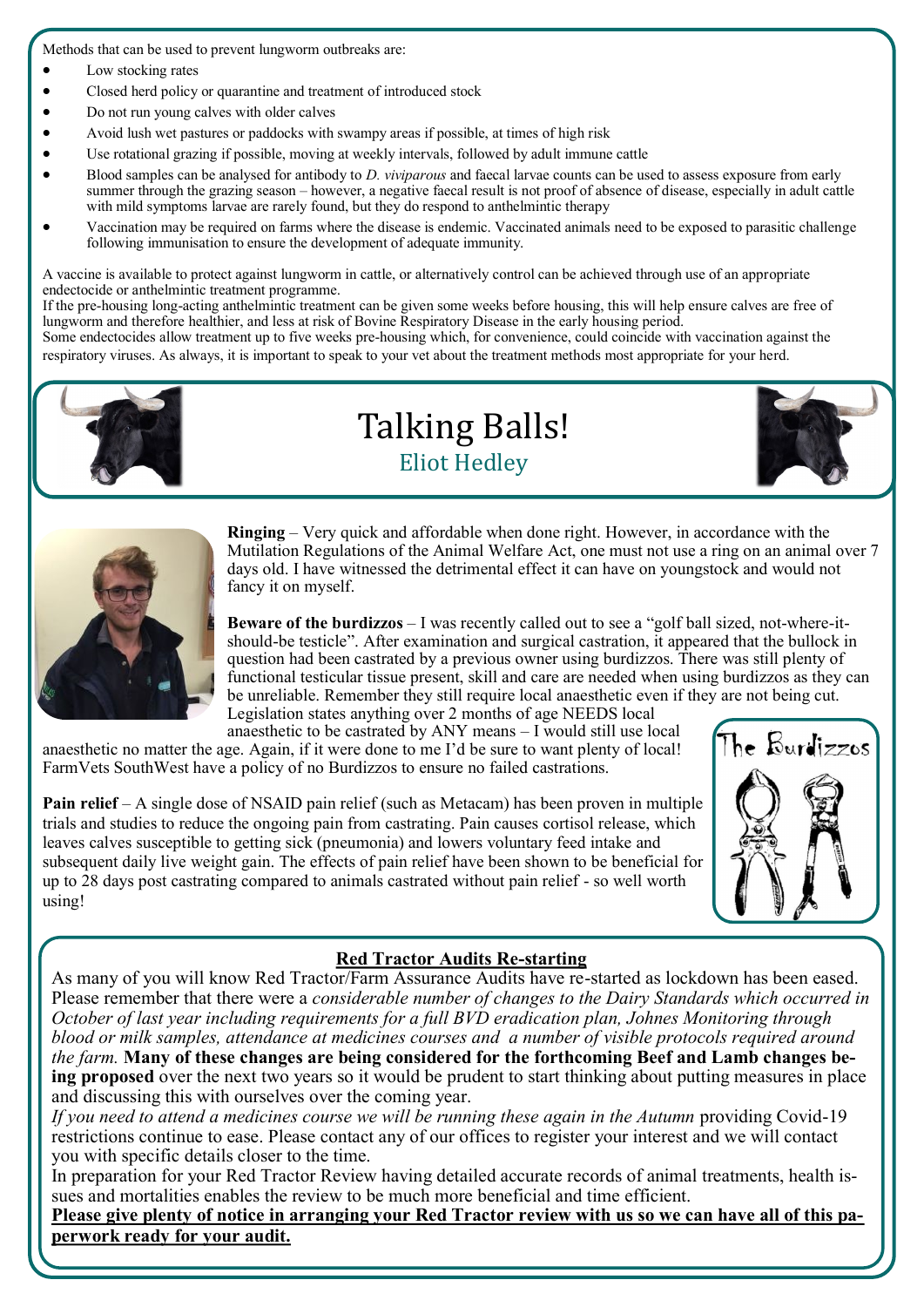Methods that can be used to prevent lungworm outbreaks are:

- Low stocking rates
- Closed herd policy or quarantine and treatment of introduced stock
- Do not run young calves with older calves
- Avoid lush wet pastures or paddocks with swampy areas if possible, at times of high risk
- Use rotational grazing if possible, moving at weekly intervals, followed by adult immune cattle
- Blood samples can be analysed for antibody to *D. viviparous* and faecal larvae counts can be used to assess exposure from early summer through the grazing season – however, a negative faecal result is not proof of absence of disease, especially in adult cattle with mild symptoms larvae are rarely found, but they do respond to anthelmintic therapy
- Vaccination may be required on farms where the disease is endemic. Vaccinated animals need to be exposed to parasitic challenge following immunisation to ensure the development of adequate immunity.

A vaccine is available to protect against lungworm in cattle, or alternatively control can be achieved through use of an appropriate endectocide or anthelmintic treatment programme.
If the pre-housing long-acting anthelmintic treatment can be given some weeks before housing, this will help ensure calves are free of lungworm and therefore healthier, and less at risk of Bovine Respiratory Disease in the early housing period.
Some endectocides allow treatment up to five weeks pre-housing which, for convenience, could coincide with vaccination against the respiratory viruses. As always, it is important to speak to your vet about the treatment methods most appropriate for your herd.

# Talking Balls!

## Eliot Hedley

**Ringing** – Very quick and affordable when done right. However, in accordance with the Mutilation Regulations of the Animal Welfare Act, one must not use a ring on an animal over 7 days old. I have witnessed the detrimental effect it can have on youngstock and would not fancy it on myself.

**Beware of the burdizzos** – I was recently called out to see a "golf ball sized, not-where-it-should-be testicle". After examination and surgical castration, it appeared that the bullock in question had been castrated by a previous owner using burdizzos. There was still plenty of functional testicular tissue present, skill and care are needed when using burdizzos as they can be unreliable. Remember they still require local anaesthetic even if they are not being cut. Legislation states anything over 2 months of age NEEDS local anaesthetic to be castrated by ANY means – I would still use local anaesthetic no matter the age. Again, if it were done to me I'd be sure to want plenty of local! FarmVets SouthWest have a policy of no Burdizzos to ensure no failed castrations.

The Burdizzos

**Pain relief** – A single dose of NSAID pain relief (such as Metacam) has been proven in multiple trials and studies to reduce the ongoing pain from castrating. Pain causes cortisol release, which leaves calves susceptible to getting sick (pneumonia) and lowers voluntary feed intake and subsequent daily live weight gain. The effects of pain relief have been shown to be beneficial for up to 28 days post castrating compared to animals castrated without pain relief - so well worth using!

## Red Tractor Audits Re-starting

As many of you will know Red Tractor/Farm Assurance Audits have re-started as lockdown has been eased. Please remember that there were a *considerable number of changes to the Dairy Standards which occurred in October of last year including requirements for a full BVD eradication plan, Johnes Monitoring through blood or milk samples, attendance at medicines courses and a number of visible protocols required around the farm.* **Many of these changes are being considered for the forthcoming Beef and Lamb changes being proposed** over the next two years so it would be prudent to start thinking about putting measures in place and discussing this with ourselves over the coming year.

*If you need to attend a medicines course we will be running these again in the Autumn* providing Covid-19 restrictions continue to ease. Please contact any of our offices to register your interest and we will contact you with specific details closer to the time.

In preparation for your Red Tractor Review having detailed accurate records of animal treatments, health issues and mortalities enables the review to be much more beneficial and time efficient.

**Please give plenty of notice in arranging your Red Tractor review with us so we can have all of this paperwork ready for your audit.**